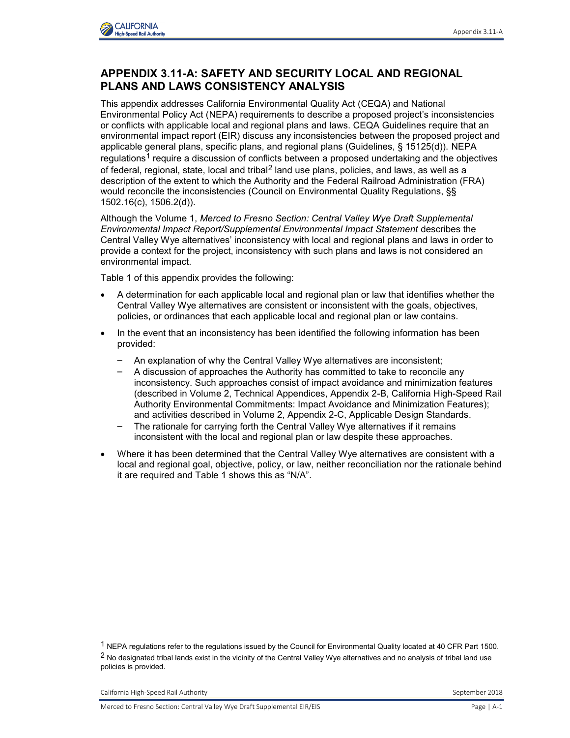# APPENDIX 3.11-A: SAFETY AND SECURITY LOCAL AND REGIONAL PLANS AND LAWS CONSISTENCY ANALYSIS

This appendix addresses California Environmental Quality Act (CEQA) and National Environmental Policy Act (NEPA) requirements to describe a proposed project's inconsistencies or conflicts with applicable local and regional plans and laws. CEQA Guidelines require that an environmental impact report (EIR) discuss any inconsistencies between the proposed project and applicable general plans, specific plans, and regional plans (Guidelines, § 15125(d)). NEPA regulations[1] require a discussion of conflicts between a proposed undertaking and the objectives of federal, regional, state, local and tribal[2] land use plans, policies, and laws, as well as a description of the extent to which the Authority and the Federal Railroad Administration (FRA) would reconcile the inconsistencies (Council on Environmental Quality Regulations, §§ 1502.16(c), 1506.2(d)).

Although the Volume 1, *Merced to Fresno Section: Central Valley Wye Draft Supplemental Environmental Impact Report/Supplemental Environmental Impact Statement* describes the Central Valley Wye alternatives' inconsistency with local and regional plans and laws in order to provide a context for the project, inconsistency with such plans and laws is not considered an environmental impact.

Table 1 of this appendix provides the following:

- A determination for each applicable local and regional plan or law that identifies whether the Central Valley Wye alternatives are consistent or inconsistent with the goals, objectives, policies, or ordinances that each applicable local and regional plan or law contains.
- In the event that an inconsistency has been identified the following information has been provided:
  - An explanation of why the Central Valley Wye alternatives are inconsistent;
  - A discussion of approaches the Authority has committed to take to reconcile any inconsistency. Such approaches consist of impact avoidance and minimization features (described in Volume 2, Technical Appendices, Appendix 2-B, California High-Speed Rail Authority Environmental Commitments: Impact Avoidance and Minimization Features); and activities described in Volume 2, Appendix 2-C, Applicable Design Standards.
  - The rationale for carrying forth the Central Valley Wye alternatives if it remains inconsistent with the local and regional plan or law despite these approaches.
- Where it has been determined that the Central Valley Wye alternatives are consistent with a local and regional goal, objective, policy, or law, neither reconciliation nor the rationale behind it are required and Table 1 shows this as "N/A".

---

[1] NEPA regulations refer to the regulations issued by the Council for Environmental Quality located at 40 CFR Part 1500.

[2] No designated tribal lands exist in the vicinity of the Central Valley Wye alternatives and no analysis of tribal land use policies is provided.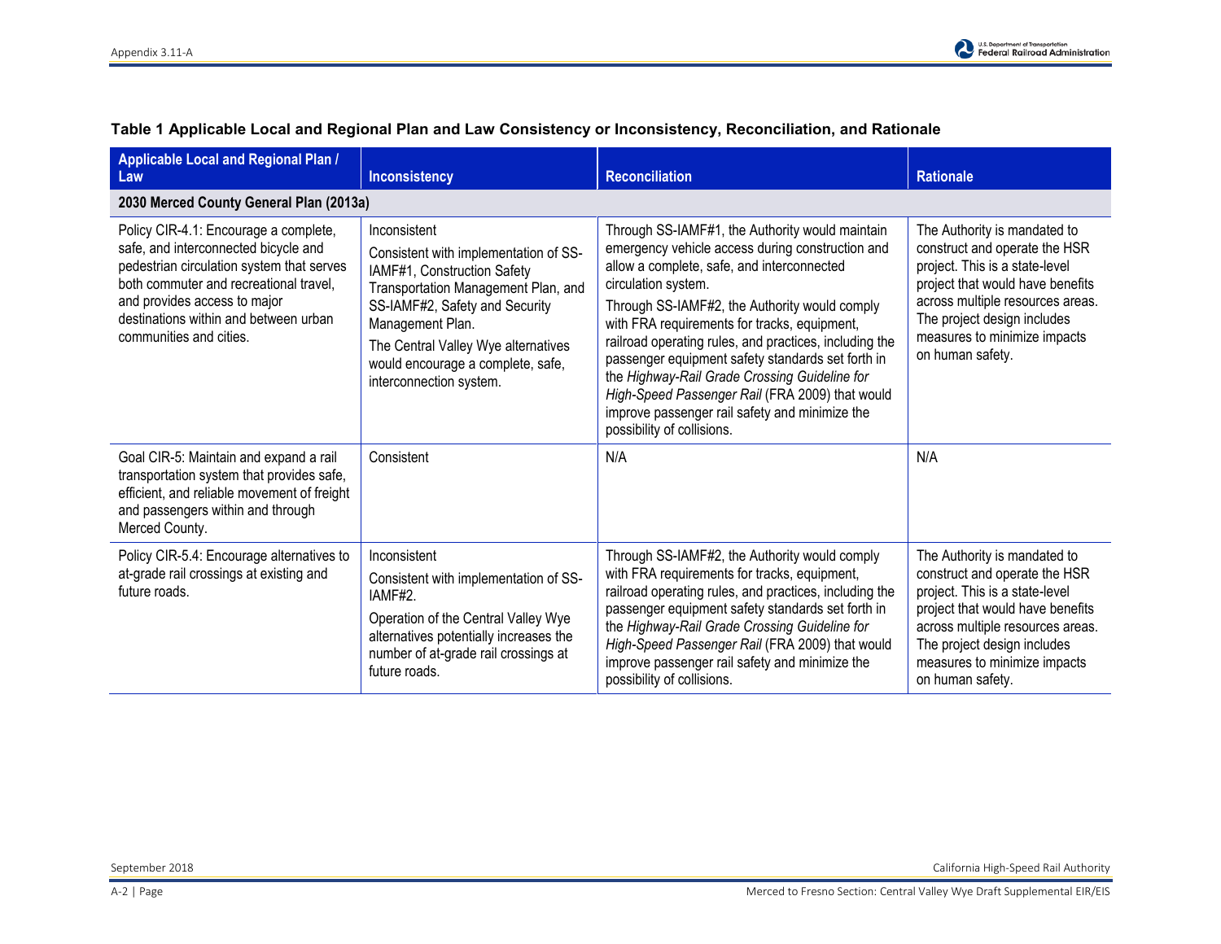**Table 1 Applicable Local and Regional Plan and Law Consistency or Inconsistency, Reconciliation, and Rationale**

| Applicable Local and Regional Plan / Law | Inconsistency | Reconciliation | Rationale |
|---|---|---|---|
| **2030 Merced County General Plan (2013a)** | | | |
| Policy CIR-4.1: Encourage a complete, safe, and interconnected bicycle and pedestrian circulation system that serves both commuter and recreational travel, and provides access to major destinations within and between urban communities and cities. | Inconsistent<br><br>Consistent with implementation of SS-IAMF#1, Construction Safety Transportation Management Plan, and SS-IAMF#2, Safety and Security Management Plan.<br><br>The Central Valley Wye alternatives would encourage a complete, safe, interconnection system. | Through SS-IAMF#1, the Authority would maintain emergency vehicle access during construction and allow a complete, safe, and interconnected circulation system.<br><br>Through SS-IAMF#2, the Authority would comply with FRA requirements for tracks, equipment, railroad operating rules, and practices, including the passenger equipment safety standards set forth in the *Highway-Rail Grade Crossing Guideline for High-Speed Passenger Rail* (FRA 2009) that would improve passenger rail safety and minimize the possibility of collisions. | The Authority is mandated to construct and operate the HSR project. This is a state-level project that would have benefits across multiple resources areas. The project design includes measures to minimize impacts on human safety. |
| Goal CIR-5: Maintain and expand a rail transportation system that provides safe, efficient, and reliable movement of freight and passengers within and through Merced County. | Consistent | N/A | N/A |
| Policy CIR-5.4: Encourage alternatives to at-grade rail crossings at existing and future roads. | Inconsistent<br><br>Consistent with implementation of SS-IAMF#2.<br><br>Operation of the Central Valley Wye alternatives potentially increases the number of at-grade rail crossings at future roads. | Through SS-IAMF#2, the Authority would comply with FRA requirements for tracks, equipment, railroad operating rules, and practices, including the passenger equipment safety standards set forth in the *Highway-Rail Grade Crossing Guideline for High-Speed Passenger Rail* (FRA 2009) that would improve passenger rail safety and minimize the possibility of collisions. | The Authority is mandated to construct and operate the HSR project. This is a state-level project that would have benefits across multiple resources areas. The project design includes measures to minimize impacts on human safety. |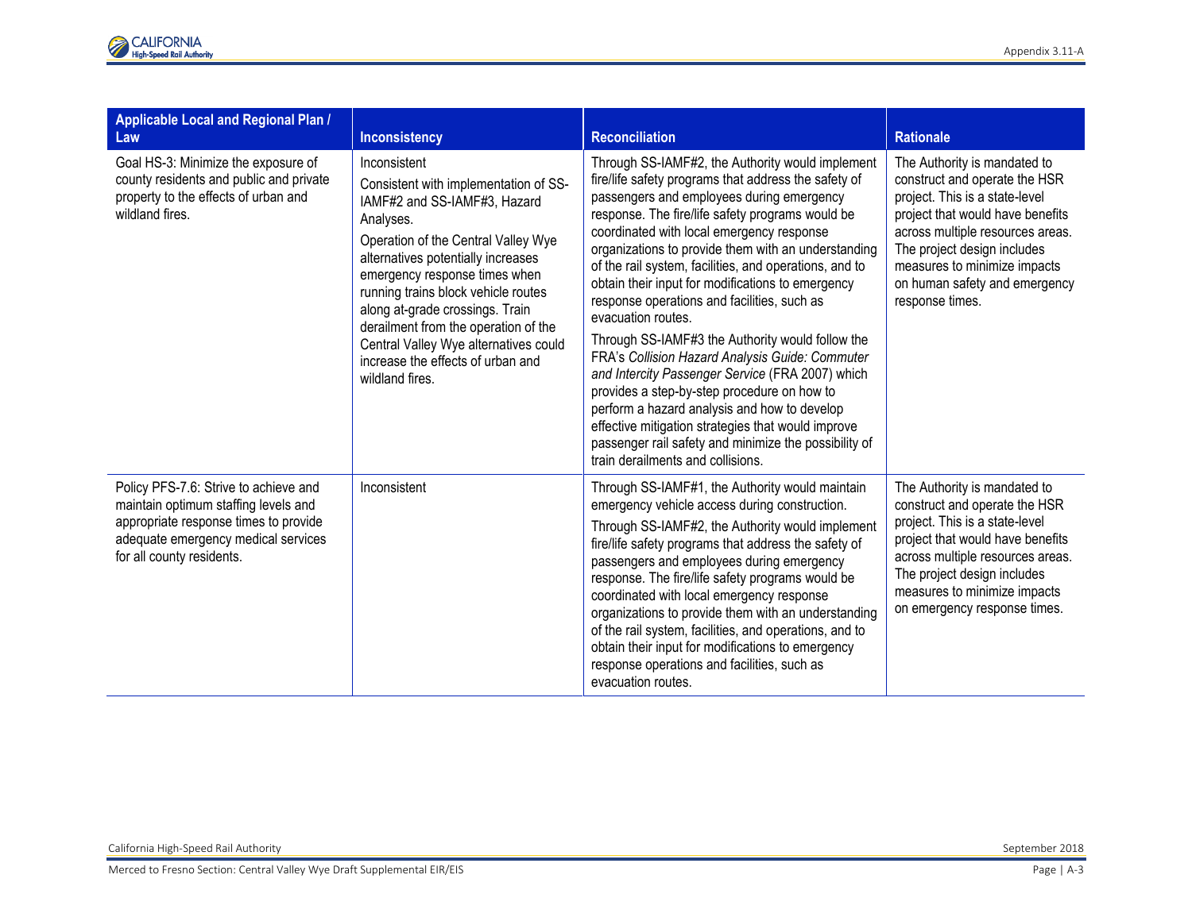| Applicable Local and Regional Plan / Law | Inconsistency | Reconciliation | Rationale |
|---|---|---|---|
| Goal HS-3: Minimize the exposure of county residents and public and private property to the effects of urban and wildland fires. | Inconsistent<br><br>Consistent with implementation of SS-IAMF#2 and SS-IAMF#3, Hazard Analyses.<br><br>Operation of the Central Valley Wye alternatives potentially increases emergency response times when running trains block vehicle routes along at-grade crossings. Train derailment from the operation of the Central Valley Wye alternatives could increase the effects of urban and wildland fires. | Through SS-IAMF#2, the Authority would implement fire/life safety programs that address the safety of passengers and employees during emergency response. The fire/life safety programs would be coordinated with local emergency response organizations to provide them with an understanding of the rail system, facilities, and operations, and to obtain their input for modifications to emergency response operations and facilities, such as evacuation routes.<br><br>Through SS-IAMF#3 the Authority would follow the FRA's *Collision Hazard Analysis Guide: Commuter and Intercity Passenger Service* (FRA 2007) which provides a step-by-step procedure on how to perform a hazard analysis and how to develop effective mitigation strategies that would improve passenger rail safety and minimize the possibility of train derailments and collisions. | The Authority is mandated to construct and operate the HSR project. This is a state-level project that would have benefits across multiple resources areas. The project design includes measures to minimize impacts on human safety and emergency response times. |
| Policy PFS-7.6: Strive to achieve and maintain optimum staffing levels and appropriate response times to provide adequate emergency medical services for all county residents. | Inconsistent | Through SS-IAMF#1, the Authority would maintain emergency vehicle access during construction.<br><br>Through SS-IAMF#2, the Authority would implement fire/life safety programs that address the safety of passengers and employees during emergency response. The fire/life safety programs would be coordinated with local emergency response organizations to provide them with an understanding of the rail system, facilities, and operations, and to obtain their input for modifications to emergency response operations and facilities, such as evacuation routes. | The Authority is mandated to construct and operate the HSR project. This is a state-level project that would have benefits across multiple resources areas. The project design includes measures to minimize impacts on emergency response times. |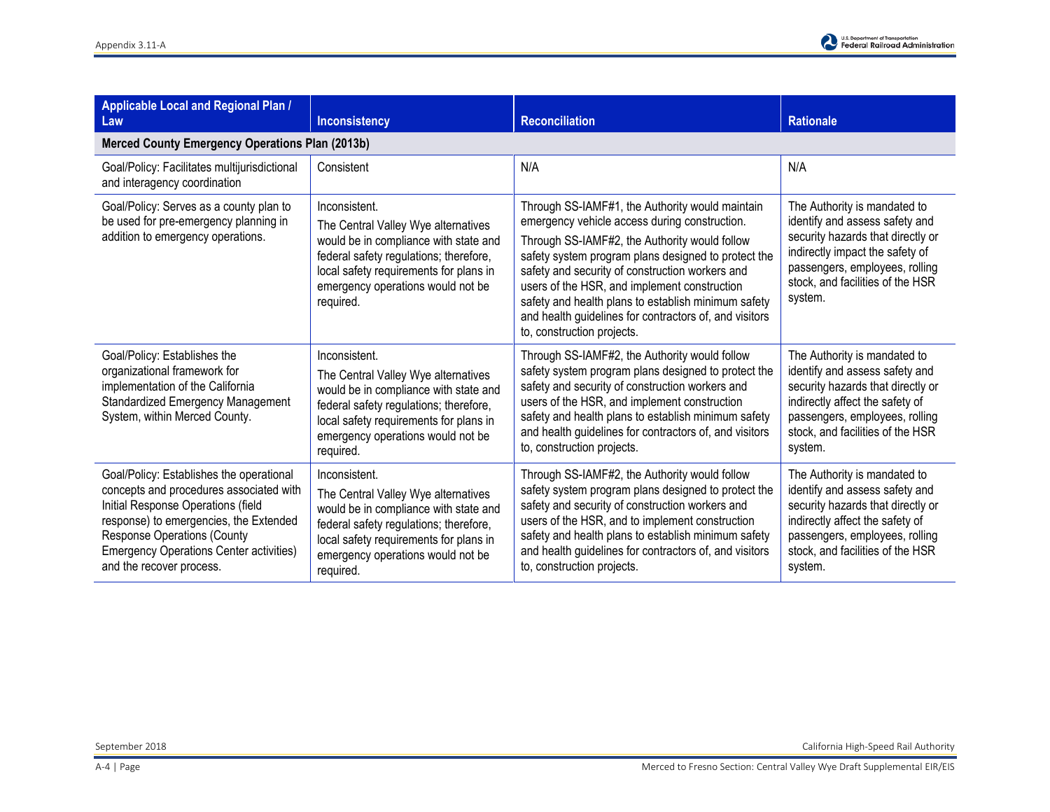| Applicable Local and Regional Plan / Law | Inconsistency | Reconciliation | Rationale |
|---|---|---|---|
| **Merced County Emergency Operations Plan (2013b)** | | | |
| Goal/Policy: Facilitates multijurisdictional and interagency coordination | Consistent | N/A | N/A |
| Goal/Policy: Serves as a county plan to be used for pre-emergency planning in addition to emergency operations. | Inconsistent.<br>The Central Valley Wye alternatives would be in compliance with state and federal safety regulations; therefore, local safety requirements for plans in emergency operations would not be required. | Through SS-IAMF#1, the Authority would maintain emergency vehicle access during construction.<br>Through SS-IAMF#2, the Authority would follow safety system program plans designed to protect the safety and security of construction workers and users of the HSR, and implement construction safety and health plans to establish minimum safety and health guidelines for contractors of, and visitors to, construction projects. | The Authority is mandated to identify and assess safety and security hazards that directly or indirectly impact the safety of passengers, employees, rolling stock, and facilities of the HSR system. |
| Goal/Policy: Establishes the organizational framework for implementation of the California Standardized Emergency Management System, within Merced County. | Inconsistent.<br>The Central Valley Wye alternatives would be in compliance with state and federal safety regulations; therefore, local safety requirements for plans in emergency operations would not be required. | Through SS-IAMF#2, the Authority would follow safety system program plans designed to protect the safety and security of construction workers and users of the HSR, and implement construction safety and health plans to establish minimum safety and health guidelines for contractors of, and visitors to, construction projects. | The Authority is mandated to identify and assess safety and security hazards that directly or indirectly affect the safety of passengers, employees, rolling stock, and facilities of the HSR system. |
| Goal/Policy: Establishes the operational concepts and procedures associated with Initial Response Operations (field response) to emergencies, the Extended Response Operations (County Emergency Operations Center activities) and the recover process. | Inconsistent.<br>The Central Valley Wye alternatives would be in compliance with state and federal safety regulations; therefore, local safety requirements for plans in emergency operations would not be required. | Through SS-IAMF#2, the Authority would follow safety system program plans designed to protect the safety and security of construction workers and users of the HSR, and to implement construction safety and health plans to establish minimum safety and health guidelines for contractors of, and visitors to, construction projects. | The Authority is mandated to identify and assess safety and security hazards that directly or indirectly affect the safety of passengers, employees, rolling stock, and facilities of the HSR system. |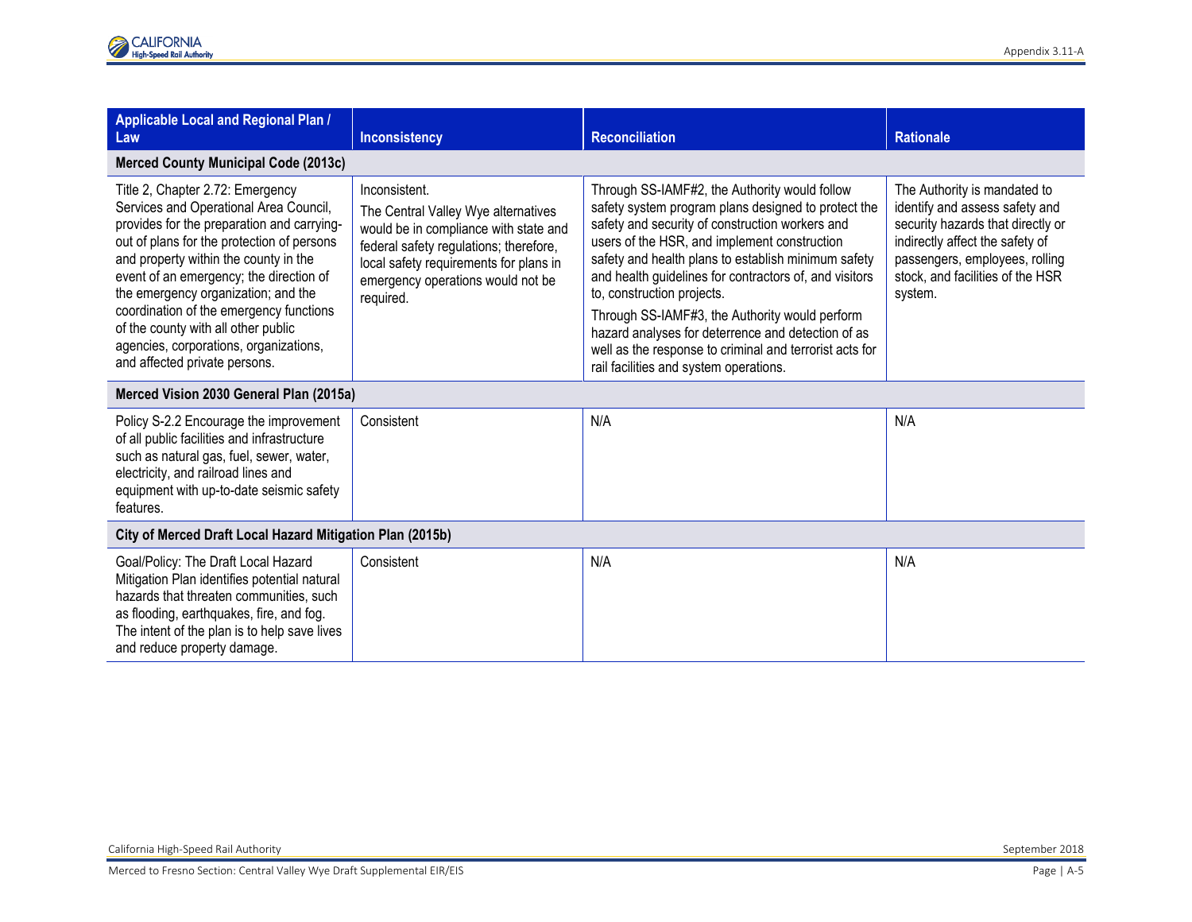| Applicable Local and Regional Plan / Law | Inconsistency | Reconciliation | Rationale |
|---|---|---|---|
| **Merced County Municipal Code (2013c)** | | | |
| Title 2, Chapter 2.72: Emergency Services and Operational Area Council, provides for the preparation and carrying-out of plans for the protection of persons and property within the county in the event of an emergency; the direction of the emergency organization; and the coordination of the emergency functions of the county with all other public agencies, corporations, organizations, and affected private persons. | Inconsistent.<br>The Central Valley Wye alternatives would be in compliance with state and federal safety regulations; therefore, local safety requirements for plans in emergency operations would not be required. | Through SS-IAMF#2, the Authority would follow safety system program plans designed to protect the safety and security of construction workers and users of the HSR, and implement construction safety and health plans to establish minimum safety and health guidelines for contractors of, and visitors to, construction projects.<br>Through SS-IAMF#3, the Authority would perform hazard analyses for deterrence and detection of as well as the response to criminal and terrorist acts for rail facilities and system operations. | The Authority is mandated to identify and assess safety and security hazards that directly or indirectly affect the safety of passengers, employees, rolling stock, and facilities of the HSR system. |
| **Merced Vision 2030 General Plan (2015a)** | | | |
| Policy S-2.2 Encourage the improvement of all public facilities and infrastructure such as natural gas, fuel, sewer, water, electricity, and railroad lines and equipment with up-to-date seismic safety features. | Consistent | N/A | N/A |
| **City of Merced Draft Local Hazard Mitigation Plan (2015b)** | | | |
| Goal/Policy: The Draft Local Hazard Mitigation Plan identifies potential natural hazards that threaten communities, such as flooding, earthquakes, fire, and fog. The intent of the plan is to help save lives and reduce property damage. | Consistent | N/A | N/A |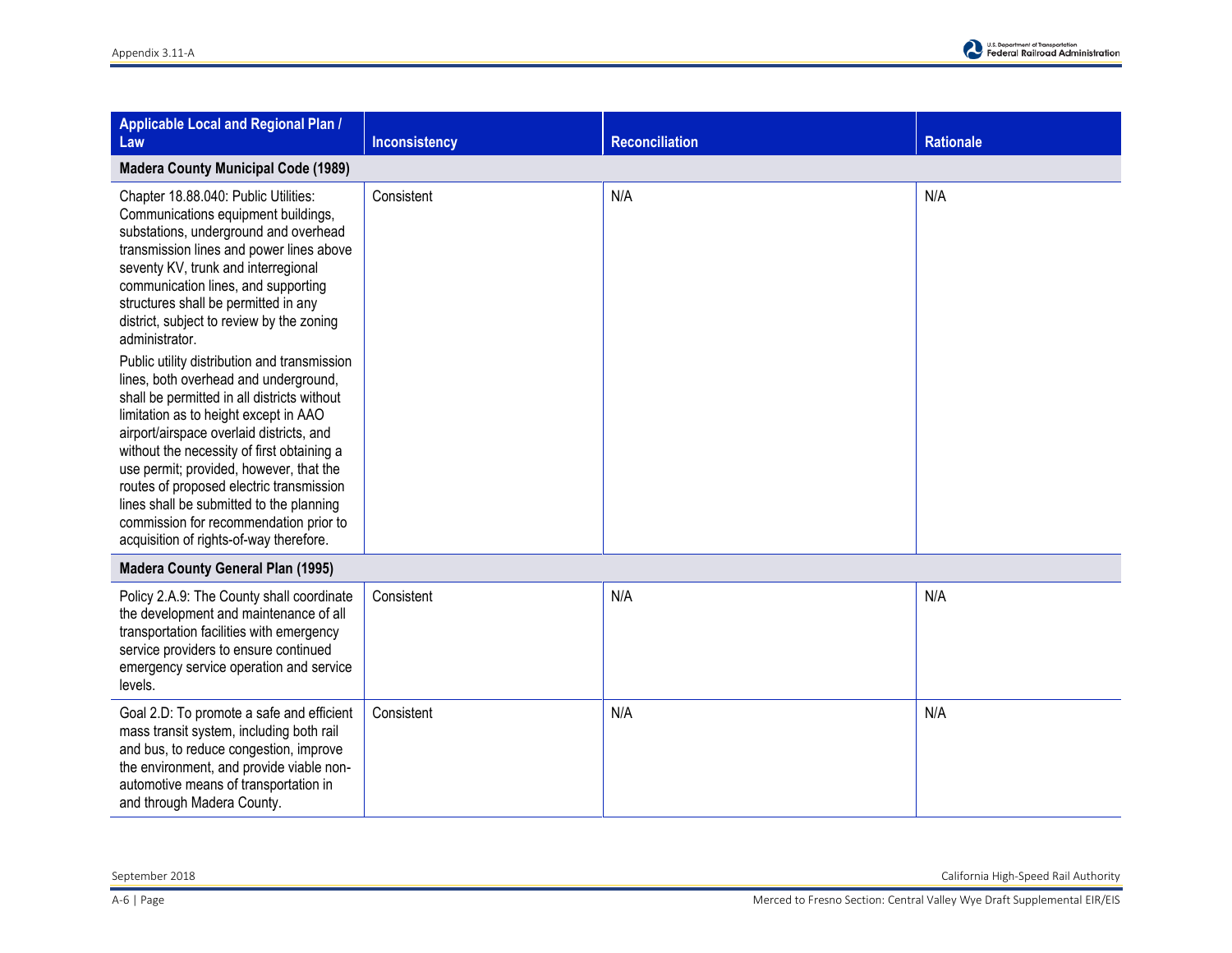| Applicable Local and Regional Plan / Law | Inconsistency | Reconciliation | Rationale |
|---|---|---|---|
| **Madera County Municipal Code (1989)** | | | |
| Chapter 18.88.040: Public Utilities: Communications equipment buildings, substations, underground and overhead transmission lines and power lines above seventy KV, trunk and interregional communication lines, and supporting structures shall be permitted in any district, subject to review by the zoning administrator.<br><br>Public utility distribution and transmission lines, both overhead and underground, shall be permitted in all districts without limitation as to height except in AAO airport/airspace overlaid districts, and without the necessity of first obtaining a use permit; provided, however, that the routes of proposed electric transmission lines shall be submitted to the planning commission for recommendation prior to acquisition of rights-of-way therefore. | Consistent | N/A | N/A |
| **Madera County General Plan (1995)** | | | |
| Policy 2.A.9: The County shall coordinate the development and maintenance of all transportation facilities with emergency service providers to ensure continued emergency service operation and service levels. | Consistent | N/A | N/A |
| Goal 2.D: To promote a safe and efficient mass transit system, including both rail and bus, to reduce congestion, improve the environment, and provide viable non-automotive means of transportation in and through Madera County. | Consistent | N/A | N/A |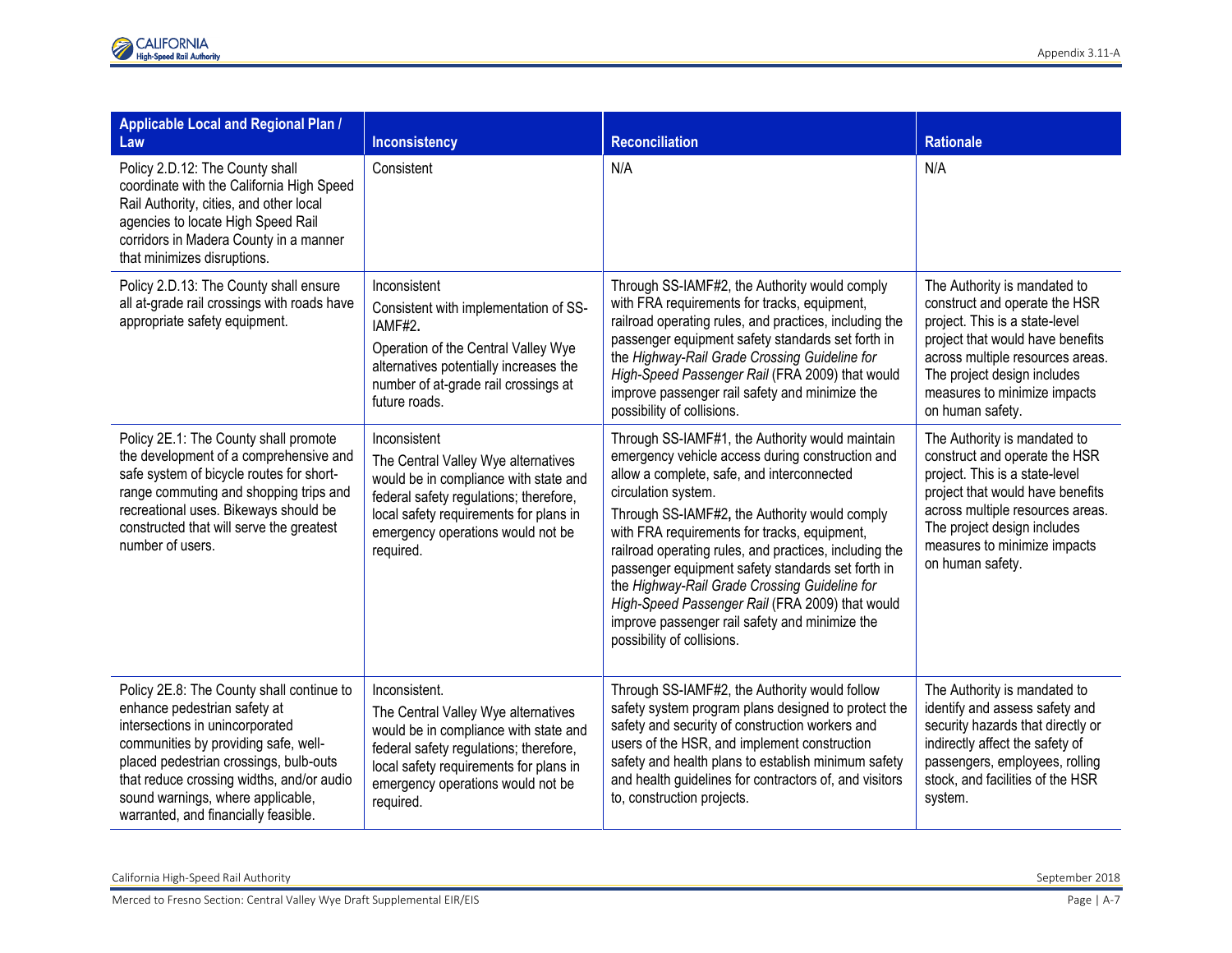| Applicable Local and Regional Plan / Law | Inconsistency | Reconciliation | Rationale |
|---|---|---|---|
| Policy 2.D.12: The County shall coordinate with the California High Speed Rail Authority, cities, and other local agencies to locate High Speed Rail corridors in Madera County in a manner that minimizes disruptions. | Consistent | N/A | N/A |
| Policy 2.D.13: The County shall ensure all at-grade rail crossings with roads have appropriate safety equipment. | Inconsistent<br><br>Consistent with implementation of SS-IAMF#2**.**<br><br>Operation of the Central Valley Wye alternatives potentially increases the number of at-grade rail crossings at future roads. | Through SS-IAMF#2, the Authority would comply with FRA requirements for tracks, equipment, railroad operating rules, and practices, including the passenger equipment safety standards set forth in the *Highway-Rail Grade Crossing Guideline for High-Speed Passenger Rail* (FRA 2009) that would improve passenger rail safety and minimize the possibility of collisions. | The Authority is mandated to construct and operate the HSR project. This is a state-level project that would have benefits across multiple resources areas. The project design includes measures to minimize impacts on human safety. |
| Policy 2E.1: The County shall promote the development of a comprehensive and safe system of bicycle routes for short-range commuting and shopping trips and recreational uses. Bikeways should be constructed that will serve the greatest number of users. | Inconsistent<br><br>The Central Valley Wye alternatives would be in compliance with state and federal safety regulations; therefore, local safety requirements for plans in emergency operations would not be required. | Through SS-IAMF#1, the Authority would maintain emergency vehicle access during construction and allow a complete, safe, and interconnected circulation system.<br><br>Through SS-IAMF#2**,** the Authority would comply with FRA requirements for tracks, equipment, railroad operating rules, and practices, including the passenger equipment safety standards set forth in the *Highway-Rail Grade Crossing Guideline for High-Speed Passenger Rail* (FRA 2009) that would improve passenger rail safety and minimize the possibility of collisions. | The Authority is mandated to construct and operate the HSR project. This is a state-level project that would have benefits across multiple resources areas. The project design includes measures to minimize impacts on human safety. |
| Policy 2E.8: The County shall continue to enhance pedestrian safety at intersections in unincorporated communities by providing safe, well-placed pedestrian crossings, bulb-outs that reduce crossing widths, and/or audio sound warnings, where applicable, warranted, and financially feasible. | Inconsistent.<br><br>The Central Valley Wye alternatives would be in compliance with state and federal safety regulations; therefore, local safety requirements for plans in emergency operations would not be required. | Through SS-IAMF#2, the Authority would follow safety system program plans designed to protect the safety and security of construction workers and users of the HSR, and implement construction safety and health plans to establish minimum safety and health guidelines for contractors of, and visitors to, construction projects. | The Authority is mandated to identify and assess safety and security hazards that directly or indirectly affect the safety of passengers, employees, rolling stock, and facilities of the HSR system. |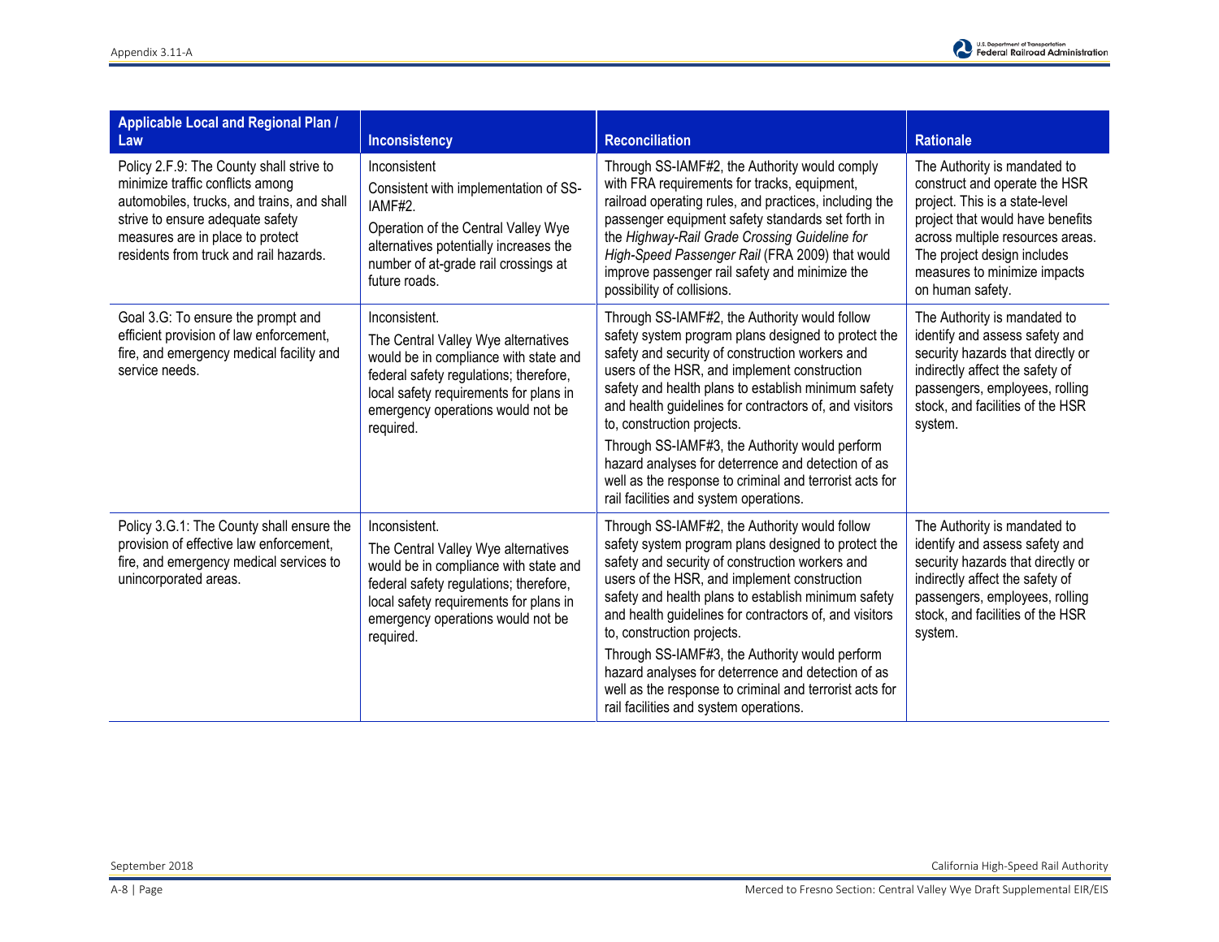| Applicable Local and Regional Plan / Law | Inconsistency | Reconciliation | Rationale |
|---|---|---|---|
| Policy 2.F.9: The County shall strive to minimize traffic conflicts among automobiles, trucks, and trains, and shall strive to ensure adequate safety measures are in place to protect residents from truck and rail hazards. | Inconsistent<br>Consistent with implementation of SS-IAMF#2.<br>Operation of the Central Valley Wye alternatives potentially increases the number of at-grade rail crossings at future roads. | Through SS-IAMF#2, the Authority would comply with FRA requirements for tracks, equipment, railroad operating rules, and practices, including the passenger equipment safety standards set forth in the *Highway-Rail Grade Crossing Guideline for High-Speed Passenger Rail* (FRA 2009) that would improve passenger rail safety and minimize the possibility of collisions. | The Authority is mandated to construct and operate the HSR project. This is a state-level project that would have benefits across multiple resources areas. The project design includes measures to minimize impacts on human safety. |
| Goal 3.G: To ensure the prompt and efficient provision of law enforcement, fire, and emergency medical facility and service needs. | Inconsistent.<br>The Central Valley Wye alternatives would be in compliance with state and federal safety regulations; therefore, local safety requirements for plans in emergency operations would not be required. | Through SS-IAMF#2, the Authority would follow safety system program plans designed to protect the safety and security of construction workers and users of the HSR, and implement construction safety and health plans to establish minimum safety and health guidelines for contractors of, and visitors to, construction projects.<br>Through SS-IAMF#3, the Authority would perform hazard analyses for deterrence and detection of as well as the response to criminal and terrorist acts for rail facilities and system operations. | The Authority is mandated to identify and assess safety and security hazards that directly or indirectly affect the safety of passengers, employees, rolling stock, and facilities of the HSR system. |
| Policy 3.G.1: The County shall ensure the provision of effective law enforcement, fire, and emergency medical services to unincorporated areas. | Inconsistent.<br>The Central Valley Wye alternatives would be in compliance with state and federal safety regulations; therefore, local safety requirements for plans in emergency operations would not be required. | Through SS-IAMF#2, the Authority would follow safety system program plans designed to protect the safety and security of construction workers and users of the HSR, and implement construction safety and health plans to establish minimum safety and health guidelines for contractors of, and visitors to, construction projects.<br>Through SS-IAMF#3, the Authority would perform hazard analyses for deterrence and detection of as well as the response to criminal and terrorist acts for rail facilities and system operations. | The Authority is mandated to identify and assess safety and security hazards that directly or indirectly affect the safety of passengers, employees, rolling stock, and facilities of the HSR system. |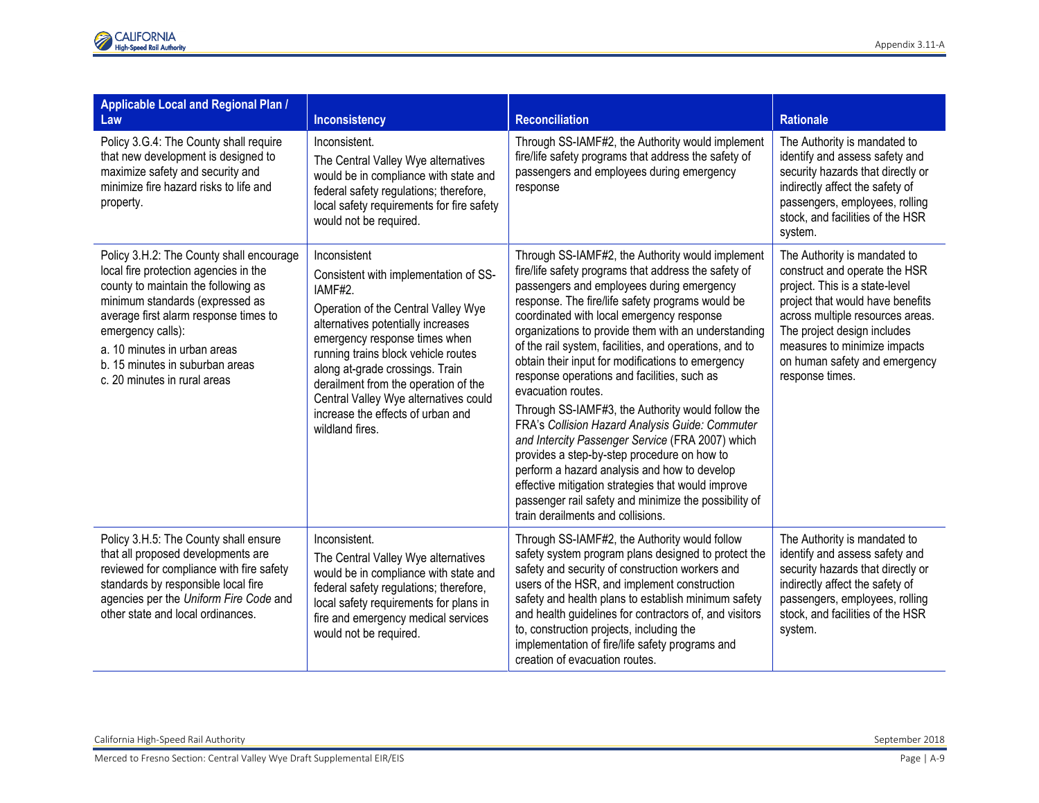| Applicable Local and Regional Plan / Law | Inconsistency | Reconciliation | Rationale |
|---|---|---|---|
| Policy 3.G.4: The County shall require that new development is designed to maximize safety and security and minimize fire hazard risks to life and property. | Inconsistent.<br>The Central Valley Wye alternatives would be in compliance with state and federal safety regulations; therefore, local safety requirements for fire safety would not be required. | Through SS-IAMF#2, the Authority would implement fire/life safety programs that address the safety of passengers and employees during emergency response | The Authority is mandated to identify and assess safety and security hazards that directly or indirectly affect the safety of passengers, employees, rolling stock, and facilities of the HSR system. |
| Policy 3.H.2: The County shall encourage local fire protection agencies in the county to maintain the following as minimum standards (expressed as average first alarm response times to emergency calls):<br>a. 10 minutes in urban areas<br>b. 15 minutes in suburban areas<br>c. 20 minutes in rural areas | Inconsistent<br>Consistent with implementation of SS-IAMF#2.<br>Operation of the Central Valley Wye alternatives potentially increases emergency response times when running trains block vehicle routes along at-grade crossings. Train derailment from the operation of the Central Valley Wye alternatives could increase the effects of urban and wildland fires. | Through SS-IAMF#2, the Authority would implement fire/life safety programs that address the safety of passengers and employees during emergency response. The fire/life safety programs would be coordinated with local emergency response organizations to provide them with an understanding of the rail system, facilities, and operations, and to obtain their input for modifications to emergency response operations and facilities, such as evacuation routes.<br>Through SS-IAMF#3, the Authority would follow the FRA's *Collision Hazard Analysis Guide: Commuter and Intercity Passenger Service* (FRA 2007) which provides a step-by-step procedure on how to perform a hazard analysis and how to develop effective mitigation strategies that would improve passenger rail safety and minimize the possibility of train derailments and collisions. | The Authority is mandated to construct and operate the HSR project. This is a state-level project that would have benefits across multiple resources areas. The project design includes measures to minimize impacts on human safety and emergency response times. |
| Policy 3.H.5: The County shall ensure that all proposed developments are reviewed for compliance with fire safety standards by responsible local fire agencies per the *Uniform Fire Code* and other state and local ordinances. | Inconsistent.<br>The Central Valley Wye alternatives would be in compliance with state and federal safety regulations; therefore, local safety requirements for plans in fire and emergency medical services would not be required. | Through SS-IAMF#2, the Authority would follow safety system program plans designed to protect the safety and security of construction workers and users of the HSR, and implement construction safety and health plans to establish minimum safety and health guidelines for contractors of, and visitors to, construction projects, including the implementation of fire/life safety programs and creation of evacuation routes. | The Authority is mandated to identify and assess safety and security hazards that directly or indirectly affect the safety of passengers, employees, rolling stock, and facilities of the HSR system. |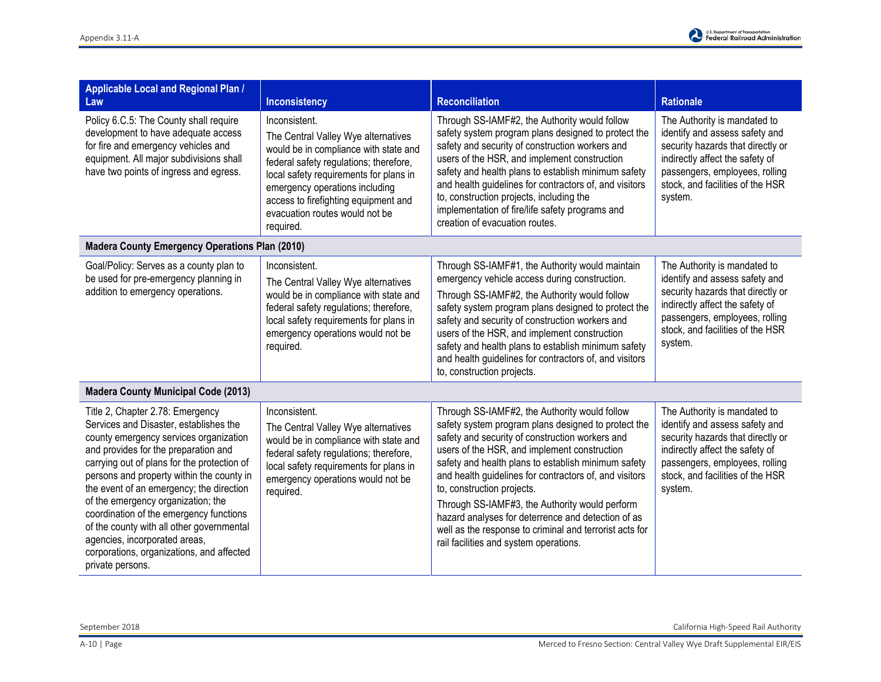| Applicable Local and Regional Plan / Law | Inconsistency | Reconciliation | Rationale |
|---|---|---|---|
| Policy 6.C.5: The County shall require development to have adequate access for fire and emergency vehicles and equipment. All major subdivisions shall have two points of ingress and egress. | Inconsistent. The Central Valley Wye alternatives would be in compliance with state and federal safety regulations; therefore, local safety requirements for plans in emergency operations including access to firefighting equipment and evacuation routes would not be required. | Through SS-IAMF#2, the Authority would follow safety system program plans designed to protect the safety and security of construction workers and users of the HSR, and implement construction safety and health plans to establish minimum safety and health guidelines for contractors of, and visitors to, construction projects, including the implementation of fire/life safety programs and creation of evacuation routes. | The Authority is mandated to identify and assess safety and security hazards that directly or indirectly affect the safety of passengers, employees, rolling stock, and facilities of the HSR system. |
| **Madera County Emergency Operations Plan (2010)** | | | |
| Goal/Policy: Serves as a county plan to be used for pre-emergency planning in addition to emergency operations. | Inconsistent. The Central Valley Wye alternatives would be in compliance with state and federal safety regulations; therefore, local safety requirements for plans in emergency operations would not be required. | Through SS-IAMF#1, the Authority would maintain emergency vehicle access during construction. Through SS-IAMF#2, the Authority would follow safety system program plans designed to protect the safety and security of construction workers and users of the HSR, and implement construction safety and health plans to establish minimum safety and health guidelines for contractors of, and visitors to, construction projects. | The Authority is mandated to identify and assess safety and security hazards that directly or indirectly affect the safety of passengers, employees, rolling stock, and facilities of the HSR system. |
| **Madera County Municipal Code (2013)** | | | |
| Title 2, Chapter 2.78: Emergency Services and Disaster, establishes the county emergency services organization and provides for the preparation and carrying out of plans for the protection of persons and property within the county in the event of an emergency; the direction of the emergency organization; the coordination of the emergency functions of the county with all other governmental agencies, incorporated areas, corporations, organizations, and affected private persons. | Inconsistent. The Central Valley Wye alternatives would be in compliance with state and federal safety regulations; therefore, local safety requirements for plans in emergency operations would not be required. | Through SS-IAMF#2, the Authority would follow safety system program plans designed to protect the safety and security of construction workers and users of the HSR, and implement construction safety and health plans to establish minimum safety and health guidelines for contractors of, and visitors to, construction projects. Through SS-IAMF#3, the Authority would perform hazard analyses for deterrence and detection of as well as the response to criminal and terrorist acts for rail facilities and system operations. | The Authority is mandated to identify and assess safety and security hazards that directly or indirectly affect the safety of passengers, employees, rolling stock, and facilities of the HSR system. |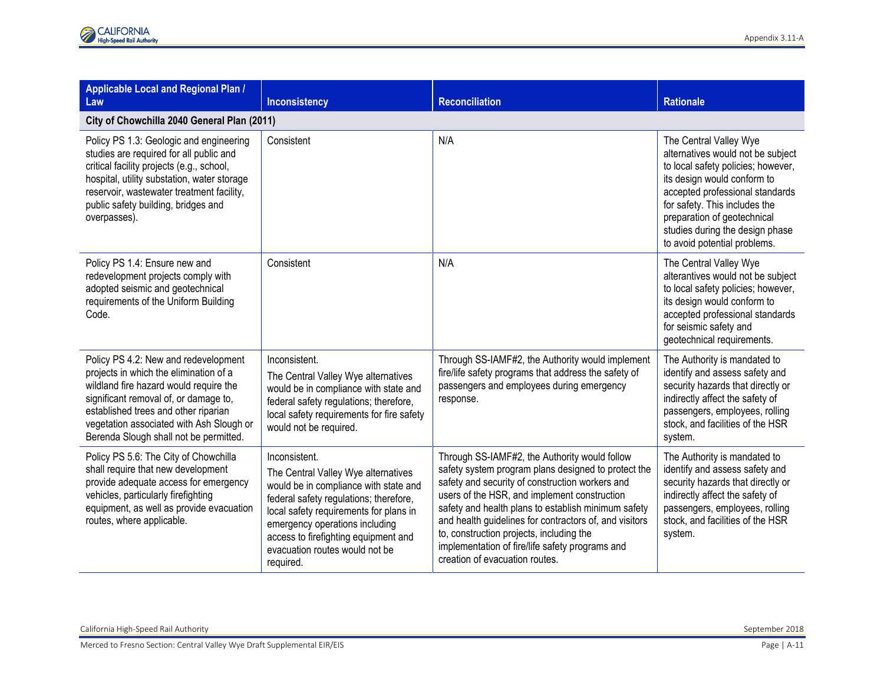| Applicable Local and Regional Plan / Law | Inconsistency | Reconciliation | Rationale |
|---|---|---|---|
| **City of Chowchilla 2040 General Plan (2011)** | | | |
| Policy PS 1.3: Geologic and engineering studies are required for all public and critical facility projects (e.g., school, hospital, utility substation, water storage reservoir, wastewater treatment facility, public safety building, bridges and overpasses). | Consistent | N/A | The Central Valley Wye alternatives would not be subject to local safety policies; however, its design would conform to accepted professional standards for safety. This includes the preparation of geotechnical studies during the design phase to avoid potential problems. |
| Policy PS 1.4: Ensure new and redevelopment projects comply with adopted seismic and geotechnical requirements of the Uniform Building Code. | Consistent | N/A | The Central Valley Wye alterantives would not be subject to local safety policies; however, its design would conform to accepted professional standards for seismic safety and geotechnical requirements. |
| Policy PS 4.2: New and redevelopment projects in which the elimination of a wildland fire hazard would require the significant removal of, or damage to, established trees and other riparian vegetation associated with Ash Slough or Berenda Slough shall not be permitted. | Inconsistent.<br>The Central Valley Wye alternatives would be in compliance with state and federal safety regulations; therefore, local safety requirements for fire safety would not be required. | Through SS-IAMF#2, the Authority would implement fire/life safety programs that address the safety of passengers and employees during emergency response. | The Authority is mandated to identify and assess safety and security hazards that directly or indirectly affect the safety of passengers, employees, rolling stock, and facilities of the HSR system. |
| Policy PS 5.6: The City of Chowchilla shall require that new development provide adequate access for emergency vehicles, particularly firefighting equipment, as well as provide evacuation routes, where applicable. | Inconsistent.<br>The Central Valley Wye alternatives would be in compliance with state and federal safety regulations; therefore, local safety requirements for plans in emergency operations including access to firefighting equipment and evacuation routes would not be required. | Through SS-IAMF#2, the Authority would follow safety system program plans designed to protect the safety and security of construction workers and users of the HSR, and implement construction safety and health plans to establish minimum safety and health guidelines for contractors of, and visitors to, construction projects, including the implementation of fire/life safety programs and creation of evacuation routes. | The Authority is mandated to identify and assess safety and security hazards that directly or indirectly affect the safety of passengers, employees, rolling stock, and facilities of the HSR system. |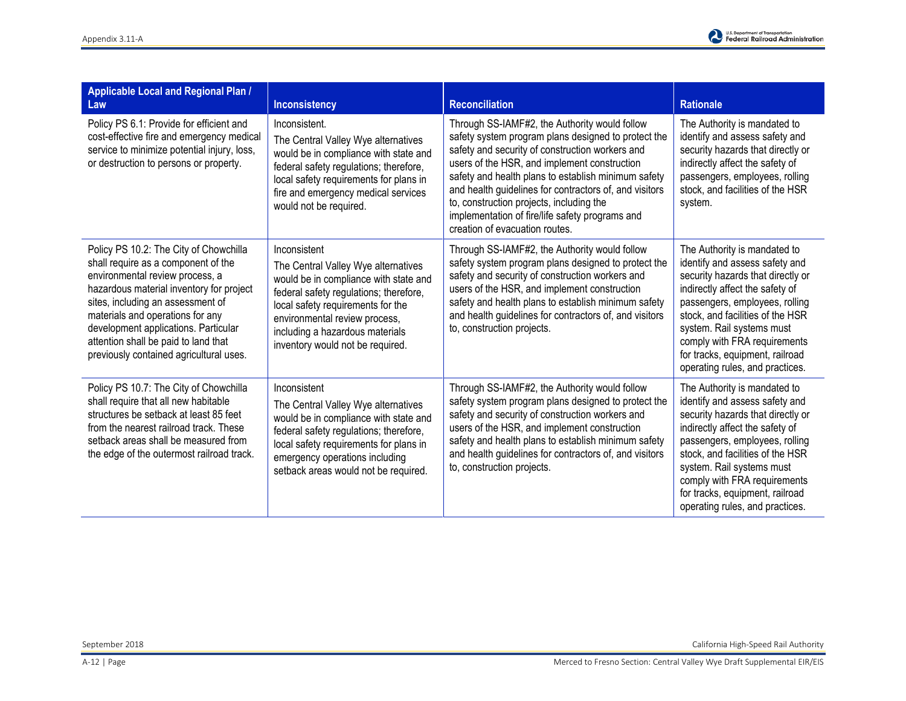| Applicable Local and Regional Plan / Law | Inconsistency | Reconciliation | Rationale |
|---|---|---|---|
| Policy PS 6.1: Provide for efficient and cost-effective fire and emergency medical service to minimize potential injury, loss, or destruction to persons or property. | Inconsistent.<br>The Central Valley Wye alternatives would be in compliance with state and federal safety regulations; therefore, local safety requirements for plans in fire and emergency medical services would not be required. | Through SS-IAMF#2, the Authority would follow safety system program plans designed to protect the safety and security of construction workers and users of the HSR, and implement construction safety and health plans to establish minimum safety and health guidelines for contractors of, and visitors to, construction projects, including the implementation of fire/life safety programs and creation of evacuation routes. | The Authority is mandated to identify and assess safety and security hazards that directly or indirectly affect the safety of passengers, employees, rolling stock, and facilities of the HSR system. |
| Policy PS 10.2: The City of Chowchilla shall require as a component of the environmental review process, a hazardous material inventory for project sites, including an assessment of materials and operations for any development applications. Particular attention shall be paid to land that previously contained agricultural uses. | Inconsistent<br>The Central Valley Wye alternatives would be in compliance with state and federal safety regulations; therefore, local safety requirements for the environmental review process, including a hazardous materials inventory would not be required. | Through SS-IAMF#2, the Authority would follow safety system program plans designed to protect the safety and security of construction workers and users of the HSR, and implement construction safety and health plans to establish minimum safety and health guidelines for contractors of, and visitors to, construction projects. | The Authority is mandated to identify and assess safety and security hazards that directly or indirectly affect the safety of passengers, employees, rolling stock, and facilities of the HSR system. Rail systems must comply with FRA requirements for tracks, equipment, railroad operating rules, and practices. |
| Policy PS 10.7: The City of Chowchilla shall require that all new habitable structures be setback at least 85 feet from the nearest railroad track. These setback areas shall be measured from the edge of the outermost railroad track. | Inconsistent<br>The Central Valley Wye alternatives would be in compliance with state and federal safety regulations; therefore, local safety requirements for plans in emergency operations including setback areas would not be required. | Through SS-IAMF#2, the Authority would follow safety system program plans designed to protect the safety and security of construction workers and users of the HSR, and implement construction safety and health plans to establish minimum safety and health guidelines for contractors of, and visitors to, construction projects. | The Authority is mandated to identify and assess safety and security hazards that directly or indirectly affect the safety of passengers, employees, rolling stock, and facilities of the HSR system. Rail systems must comply with FRA requirements for tracks, equipment, railroad operating rules, and practices. |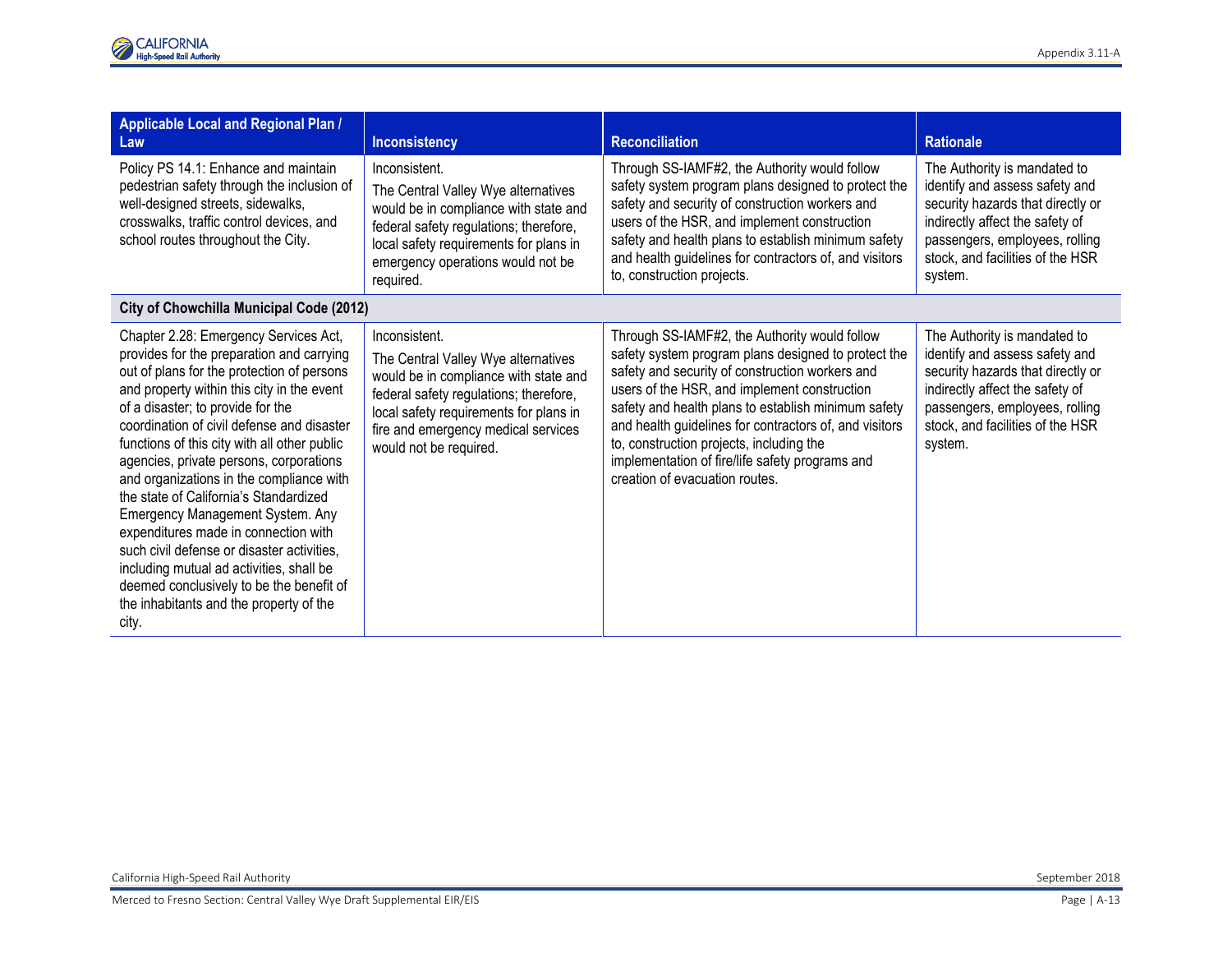| Applicable Local and Regional Plan / Law | Inconsistency | Reconciliation | Rationale |
|---|---|---|---|
| Policy PS 14.1: Enhance and maintain pedestrian safety through the inclusion of well-designed streets, sidewalks, crosswalks, traffic control devices, and school routes throughout the City. | Inconsistent.<br>The Central Valley Wye alternatives would be in compliance with state and federal safety regulations; therefore, local safety requirements for plans in emergency operations would not be required. | Through SS-IAMF#2, the Authority would follow safety system program plans designed to protect the safety and security of construction workers and users of the HSR, and implement construction safety and health plans to establish minimum safety and health guidelines for contractors of, and visitors to, construction projects. | The Authority is mandated to identify and assess safety and security hazards that directly or indirectly affect the safety of passengers, employees, rolling stock, and facilities of the HSR system. |
| **City of Chowchilla Municipal Code (2012)** | | | |
| Chapter 2.28: Emergency Services Act, provides for the preparation and carrying out of plans for the protection of persons and property within this city in the event of a disaster; to provide for the coordination of civil defense and disaster functions of this city with all other public agencies, private persons, corporations and organizations in the compliance with the state of California's Standardized Emergency Management System. Any expenditures made in connection with such civil defense or disaster activities, including mutual ad activities, shall be deemed conclusively to be the benefit of the inhabitants and the property of the city. | Inconsistent.<br>The Central Valley Wye alternatives would be in compliance with state and federal safety regulations; therefore, local safety requirements for plans in fire and emergency medical services would not be required. | Through SS-IAMF#2, the Authority would follow safety system program plans designed to protect the safety and security of construction workers and users of the HSR, and implement construction safety and health plans to establish minimum safety and health guidelines for contractors of, and visitors to, construction projects, including the implementation of fire/life safety programs and creation of evacuation routes. | The Authority is mandated to identify and assess safety and security hazards that directly or indirectly affect the safety of passengers, employees, rolling stock, and facilities of the HSR system. |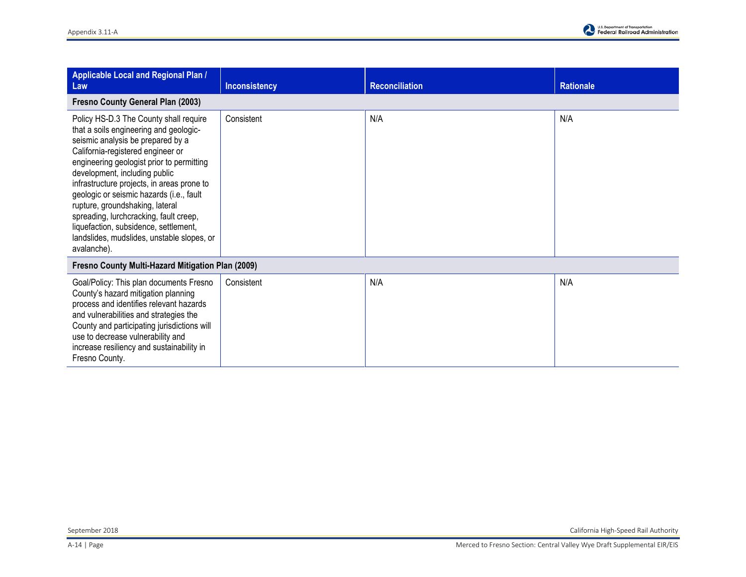| Applicable Local and Regional Plan / Law | Inconsistency | Reconciliation | Rationale |
|---|---|---|---|
| **Fresno County General Plan (2003)** | | | |
| Policy HS-D.3 The County shall require that a soils engineering and geologic-seismic analysis be prepared by a California-registered engineer or engineering geologist prior to permitting development, including public infrastructure projects, in areas prone to geologic or seismic hazards (i.e., fault rupture, groundshaking, lateral spreading, lurchcracking, fault creep, liquefaction, subsidence, settlement, landslides, mudslides, unstable slopes, or avalanche). | Consistent | N/A | N/A |
| **Fresno County Multi-Hazard Mitigation Plan (2009)** | | | |
| Goal/Policy: This plan documents Fresno County's hazard mitigation planning process and identifies relevant hazards and vulnerabilities and strategies the County and participating jurisdictions will use to decrease vulnerability and increase resiliency and sustainability in Fresno County. | Consistent | N/A | N/A |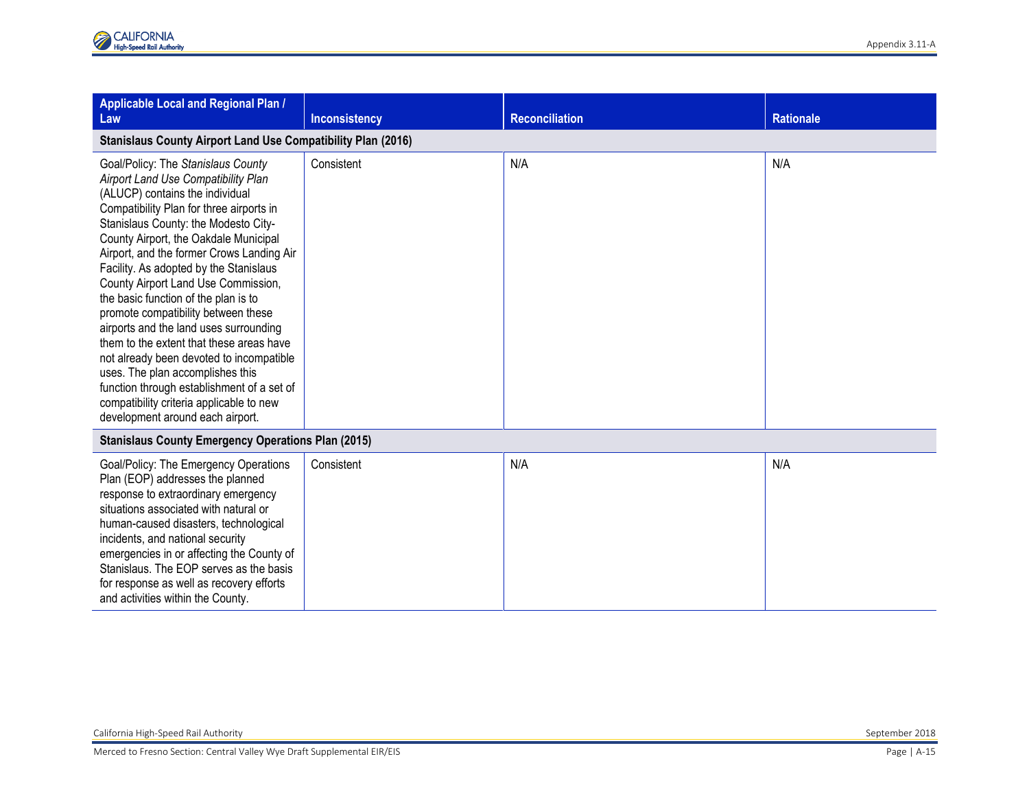| Applicable Local and Regional Plan / Law | Inconsistency | Reconciliation | Rationale |
|---|---|---|---|
| **Stanislaus County Airport Land Use Compatibility Plan (2016)** | | | |
| Goal/Policy: The *Stanislaus County Airport Land Use Compatibility Plan* (ALUCP) contains the individual Compatibility Plan for three airports in Stanislaus County: the Modesto City-County Airport, the Oakdale Municipal Airport, and the former Crows Landing Air Facility. As adopted by the Stanislaus County Airport Land Use Commission, the basic function of the plan is to promote compatibility between these airports and the land uses surrounding them to the extent that these areas have not already been devoted to incompatible uses. The plan accomplishes this function through establishment of a set of compatibility criteria applicable to new development around each airport. | Consistent | N/A | N/A |
| **Stanislaus County Emergency Operations Plan (2015)** | | | |
| Goal/Policy: The Emergency Operations Plan (EOP) addresses the planned response to extraordinary emergency situations associated with natural or human-caused disasters, technological incidents, and national security emergencies in or affecting the County of Stanislaus. The EOP serves as the basis for response as well as recovery efforts and activities within the County. | Consistent | N/A | N/A |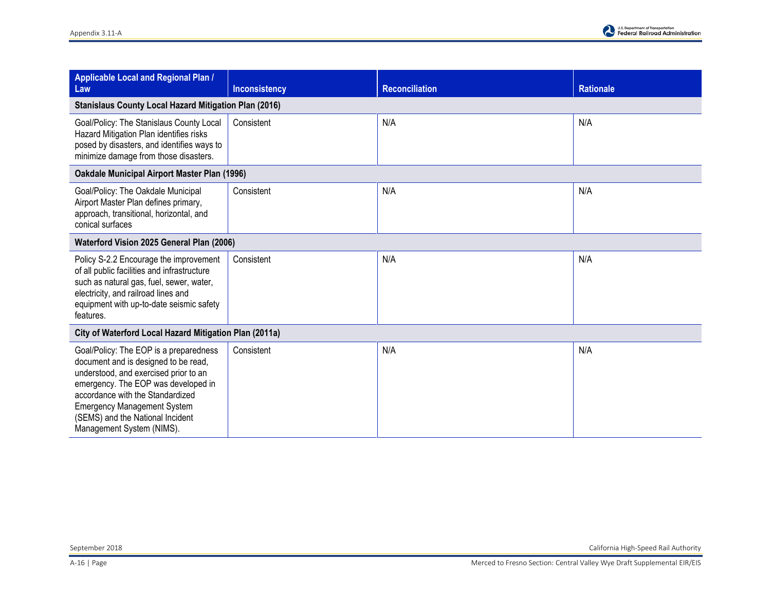| Applicable Local and Regional Plan / Law | Inconsistency | Reconciliation | Rationale |
|---|---|---|---|
| **Stanislaus County Local Hazard Mitigation Plan (2016)** | | | |
| Goal/Policy: The Stanislaus County Local Hazard Mitigation Plan identifies risks posed by disasters, and identifies ways to minimize damage from those disasters. | Consistent | N/A | N/A |
| **Oakdale Municipal Airport Master Plan (1996)** | | | |
| Goal/Policy: The Oakdale Municipal Airport Master Plan defines primary, approach, transitional, horizontal, and conical surfaces | Consistent | N/A | N/A |
| **Waterford Vision 2025 General Plan (2006)** | | | |
| Policy S-2.2 Encourage the improvement of all public facilities and infrastructure such as natural gas, fuel, sewer, water, electricity, and railroad lines and equipment with up-to-date seismic safety features. | Consistent | N/A | N/A |
| **City of Waterford Local Hazard Mitigation Plan (2011a)** | | | |
| Goal/Policy: The EOP is a preparedness document and is designed to be read, understood, and exercised prior to an emergency. The EOP was developed in accordance with the Standardized Emergency Management System (SEMS) and the National Incident Management System (NIMS). | Consistent | N/A | N/A |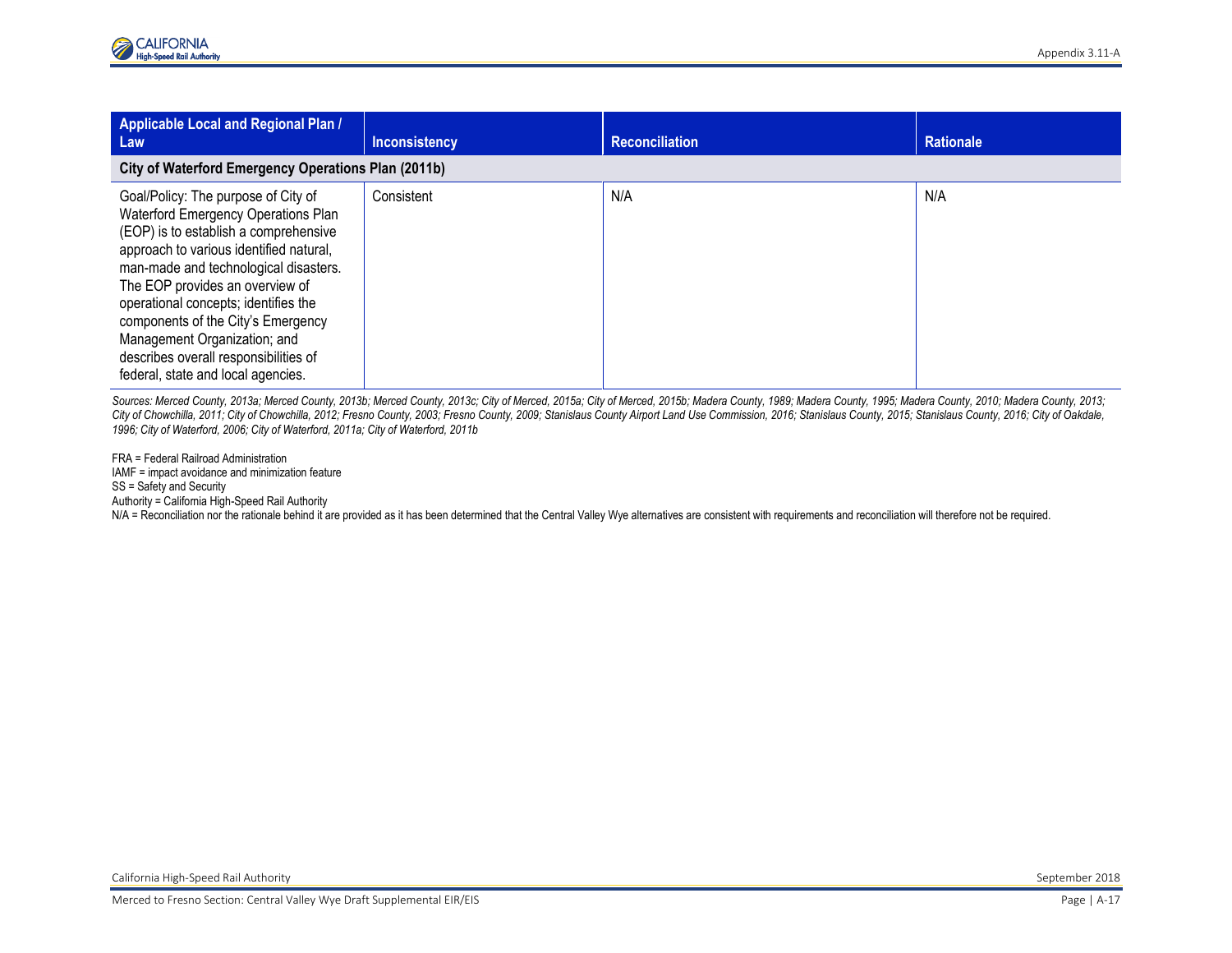| Applicable Local and Regional Plan / Law | Inconsistency | Reconciliation | Rationale |
|---|---|---|---|
| **City of Waterford Emergency Operations Plan (2011b)** | | | |
| Goal/Policy: The purpose of City of Waterford Emergency Operations Plan (EOP) is to establish a comprehensive approach to various identified natural, man-made and technological disasters. The EOP provides an overview of operational concepts; identifies the components of the City's Emergency Management Organization; and describes overall responsibilities of federal, state and local agencies. | Consistent | N/A | N/A |

*Sources: Merced County, 2013a; Merced County, 2013b; Merced County, 2013c; City of Merced, 2015a; City of Merced, 2015b; Madera County, 1989; Madera County, 1995; Madera County, 2010; Madera County, 2013; City of Chowchilla, 2011; City of Chowchilla, 2012; Fresno County, 2003; Fresno County, 2009; Stanislaus County Airport Land Use Commission, 2016; Stanislaus County, 2015; Stanislaus County, 2016; City of Oakdale, 1996; City of Waterford, 2006; City of Waterford, 2011a; City of Waterford, 2011b*

FRA = Federal Railroad Administration
IAMF = impact avoidance and minimization feature
SS = Safety and Security
Authority = California High-Speed Rail Authority
N/A = Reconciliation nor the rationale behind it are provided as it has been determined that the Central Valley Wye alternatives are consistent with requirements and reconciliation will therefore not be required.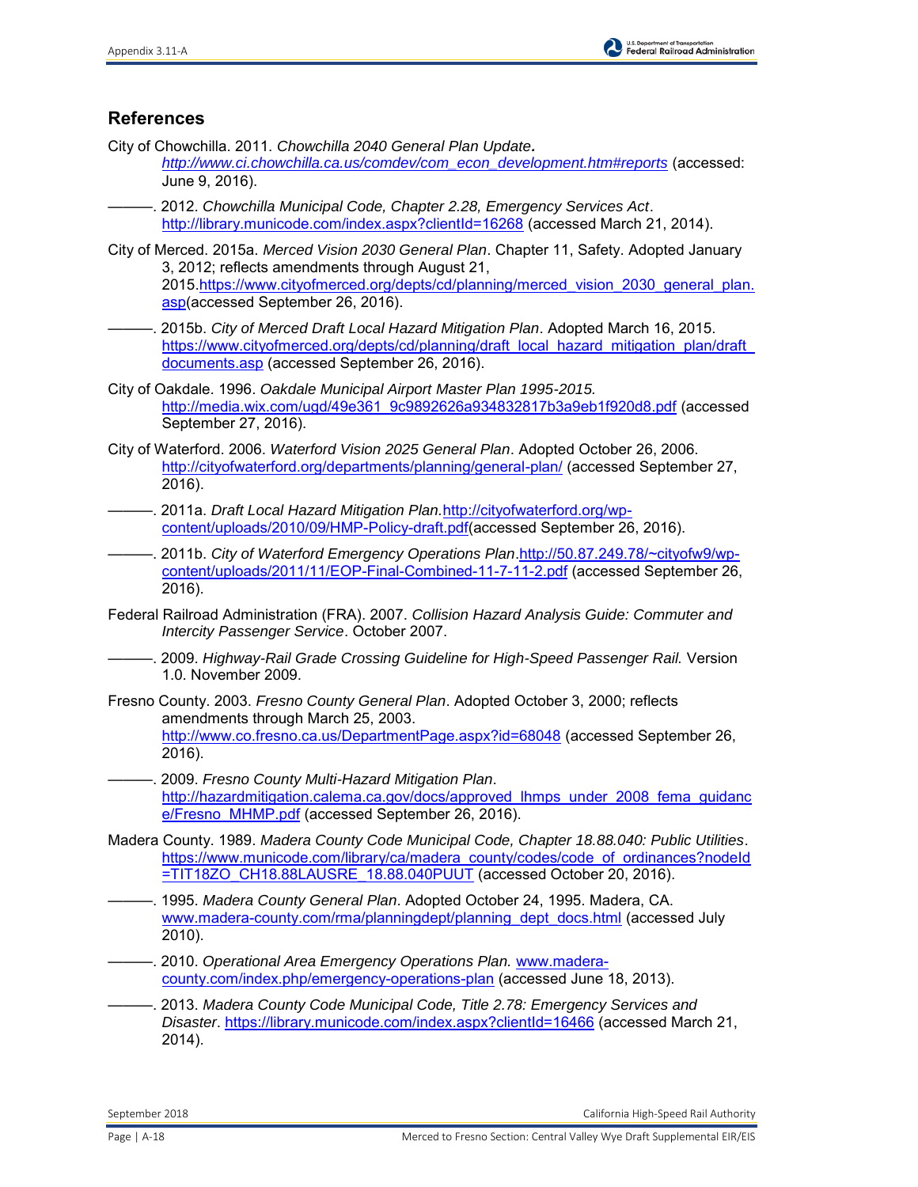## References

City of Chowchilla. 2011. *Chowchilla 2040 General Plan Update.* *http://www.ci.chowchilla.ca.us/comdev/com_econ_development.htm#reports* (accessed: June 9, 2016).

———. 2012. *Chowchilla Municipal Code, Chapter 2.28, Emergency Services Act*. http://library.municode.com/index.aspx?clientId=16268 (accessed March 21, 2014).

City of Merced. 2015a. *Merced Vision 2030 General Plan*. Chapter 11, Safety. Adopted January 3, 2012; reflects amendments through August 21, 2015.https://www.cityofmerced.org/depts/cd/planning/merced_vision_2030_general_plan.asp(accessed September 26, 2016).

———. 2015b. *City of Merced Draft Local Hazard Mitigation Plan*. Adopted March 16, 2015. https://www.cityofmerced.org/depts/cd/planning/draft_local_hazard_mitigation_plan/draft_documents.asp (accessed September 26, 2016).

City of Oakdale. 1996. *Oakdale Municipal Airport Master Plan 1995-2015.* http://media.wix.com/ugd/49e361_9c9892626a934832817b3a9eb1f920d8.pdf (accessed September 27, 2016).

City of Waterford. 2006. *Waterford Vision 2025 General Plan*. Adopted October 26, 2006. http://cityofwaterford.org/departments/planning/general-plan/ (accessed September 27, 2016).

———. 2011a. *Draft Local Hazard Mitigation Plan*.http://cityofwaterford.org/wp-content/uploads/2010/09/HMP-Policy-draft.pdf(accessed September 26, 2016).

———. 2011b. *City of Waterford Emergency Operations Plan*.http://50.87.249.78/~cityofw9/wp-content/uploads/2011/11/EOP-Final-Combined-11-7-11-2.pdf (accessed September 26, 2016).

Federal Railroad Administration (FRA). 2007. *Collision Hazard Analysis Guide: Commuter and Intercity Passenger Service*. October 2007.

———. 2009. *Highway-Rail Grade Crossing Guideline for High-Speed Passenger Rail.* Version 1.0. November 2009.

Fresno County. 2003. *Fresno County General Plan*. Adopted October 3, 2000; reflects amendments through March 25, 2003. http://www.co.fresno.ca.us/DepartmentPage.aspx?id=68048 (accessed September 26, 2016).

———. 2009. *Fresno County Multi-Hazard Mitigation Plan*. http://hazardmitigation.calema.ca.gov/docs/approved_lhmps_under_2008_fema_guidance/Fresno_MHMP.pdf (accessed September 26, 2016).

Madera County. 1989. *Madera County Code Municipal Code, Chapter 18.88.040: Public Utilities*. https://www.municode.com/library/ca/madera_county/codes/code_of_ordinances?nodeId=TIT18ZO_CH18.88LAUSRE_18.88.040PUUT (accessed October 20, 2016).

———. 1995. *Madera County General Plan*. Adopted October 24, 1995. Madera, CA. www.madera-county.com/rma/planningdept/planning_dept_docs.html (accessed July 2010).

———. 2010. *Operational Area Emergency Operations Plan.* www.madera-county.com/index.php/emergency-operations-plan (accessed June 18, 2013).

———. 2013. *Madera County Code Municipal Code, Title 2.78: Emergency Services and Disaster*. https://library.municode.com/index.aspx?clientId=16466 (accessed March 21, 2014).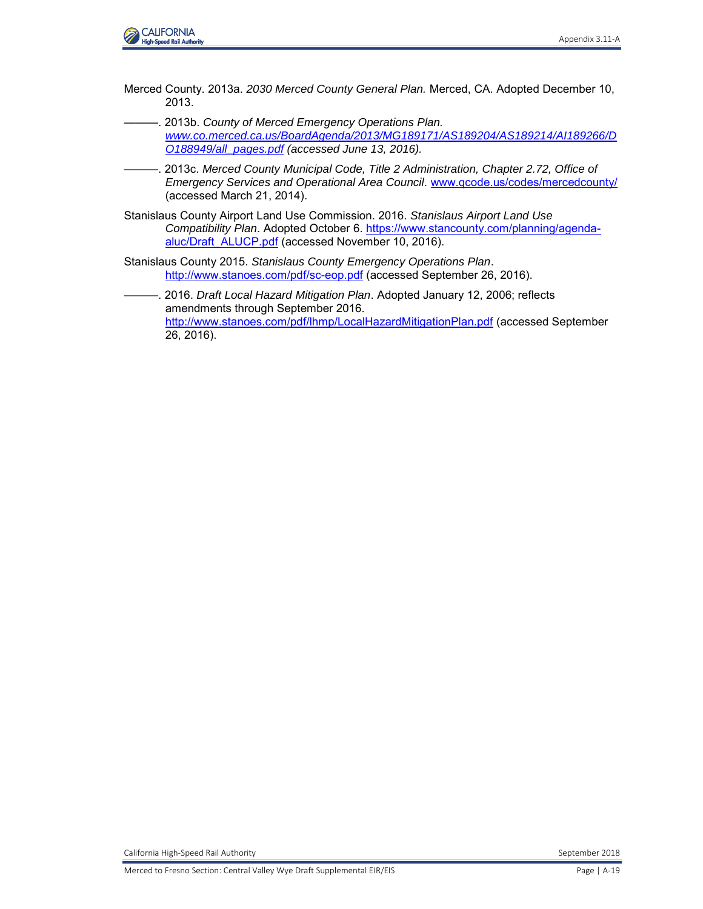Merced County. 2013a. *2030 Merced County General Plan.* Merced, CA. Adopted December 10, 2013.

———. 2013b. *County of Merced Emergency Operations Plan. www.co.merced.ca.us/BoardAgenda/2013/MG189171/AS189204/AS189214/AI189266/DO188949/all_pages.pdf (accessed June 13, 2016).*

———. 2013c. *Merced County Municipal Code, Title 2 Administration, Chapter 2.72, Office of Emergency Services and Operational Area Council*. www.qcode.us/codes/mercedcounty/ (accessed March 21, 2014).

Stanislaus County Airport Land Use Commission. 2016. *Stanislaus Airport Land Use Compatibility Plan*. Adopted October 6. https://www.stancounty.com/planning/agenda-aluc/Draft_ALUCP.pdf (accessed November 10, 2016).

Stanislaus County 2015. *Stanislaus County Emergency Operations Plan*. http://www.stanoes.com/pdf/sc-eop.pdf (accessed September 26, 2016).

———. 2016. *Draft Local Hazard Mitigation Plan*. Adopted January 12, 2006; reflects amendments through September 2016. http://www.stanoes.com/pdf/lhmp/LocalHazardMitigationPlan.pdf (accessed September 26, 2016).